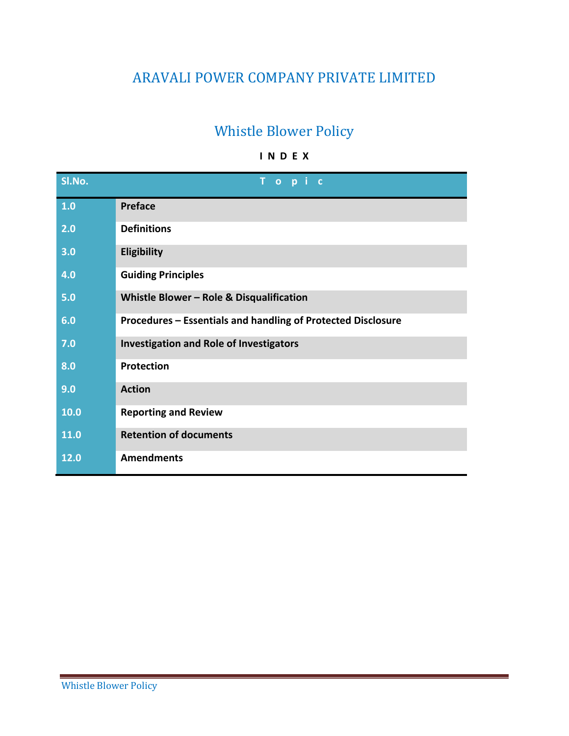# ARAVALI POWER COMPANY PRIVATE LIMITED

## Whistle Blower Policy

**I N D E X**

| Sl.No. | Topic |
|---|---|
| 1.0 | **Preface** |
| 2.0 | **Definitions** |
| 3.0 | **Eligibility** |
| 4.0 | **Guiding Principles** |
| 5.0 | **Whistle Blower – Role & Disqualification** |
| 6.0 | **Procedures – Essentials and handling of Protected Disclosure** |
| 7.0 | **Investigation and Role of Investigators** |
| 8.0 | **Protection** |
| 9.0 | **Action** |
| 10.0 | **Reporting and Review** |
| 11.0 | **Retention of documents** |
| 12.0 | **Amendments** |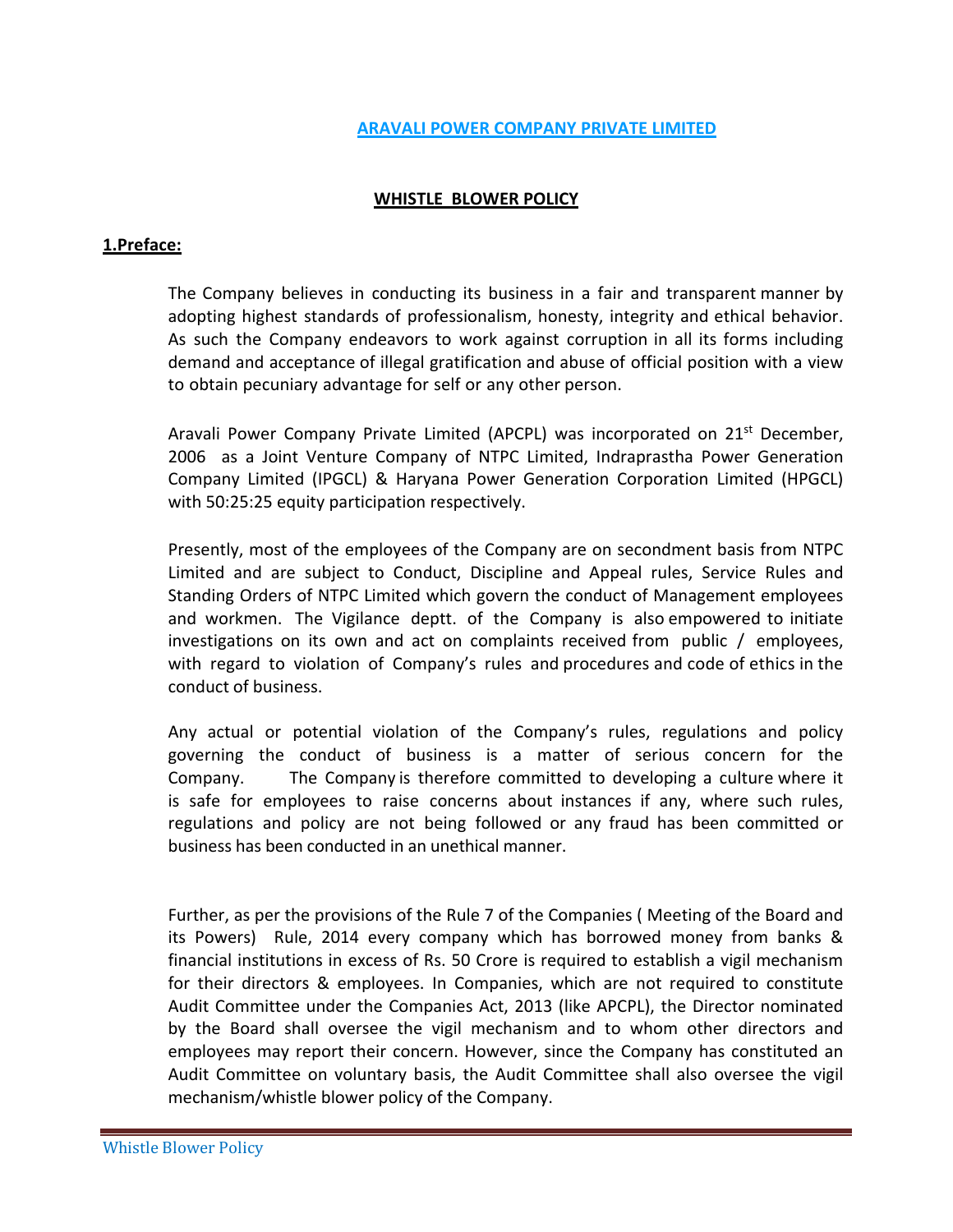**ARAVALI POWER COMPANY PRIVATE LIMITED**

# WHISTLE BLOWER POLICY

## 1.Preface:

The Company believes in conducting its business in a fair and transparent manner by adopting highest standards of professionalism, honesty, integrity and ethical behavior. As such the Company endeavors to work against corruption in all its forms including demand and acceptance of illegal gratification and abuse of official position with a view to obtain pecuniary advantage for self or any other person.

Aravali Power Company Private Limited (APCPL) was incorporated on 21st December, 2006 as a Joint Venture Company of NTPC Limited, Indraprastha Power Generation Company Limited (IPGCL) & Haryana Power Generation Corporation Limited (HPGCL) with 50:25:25 equity participation respectively.

Presently, most of the employees of the Company are on secondment basis from NTPC Limited and are subject to Conduct, Discipline and Appeal rules, Service Rules and Standing Orders of NTPC Limited which govern the conduct of Management employees and workmen. The Vigilance deptt. of the Company is also empowered to initiate investigations on its own and act on complaints received from public / employees, with regard to violation of Company's rules and procedures and code of ethics in the conduct of business.

Any actual or potential violation of the Company's rules, regulations and policy governing the conduct of business is a matter of serious concern for the Company. The Company is therefore committed to developing a culture where it is safe for employees to raise concerns about instances if any, where such rules, regulations and policy are not being followed or any fraud has been committed or business has been conducted in an unethical manner.

Further, as per the provisions of the Rule 7 of the Companies ( Meeting of the Board and its Powers) Rule, 2014 every company which has borrowed money from banks & financial institutions in excess of Rs. 50 Crore is required to establish a vigil mechanism for their directors & employees. In Companies, which are not required to constitute Audit Committee under the Companies Act, 2013 (like APCPL), the Director nominated by the Board shall oversee the vigil mechanism and to whom other directors and employees may report their concern. However, since the Company has constituted an Audit Committee on voluntary basis, the Audit Committee shall also oversee the vigil mechanism/whistle blower policy of the Company.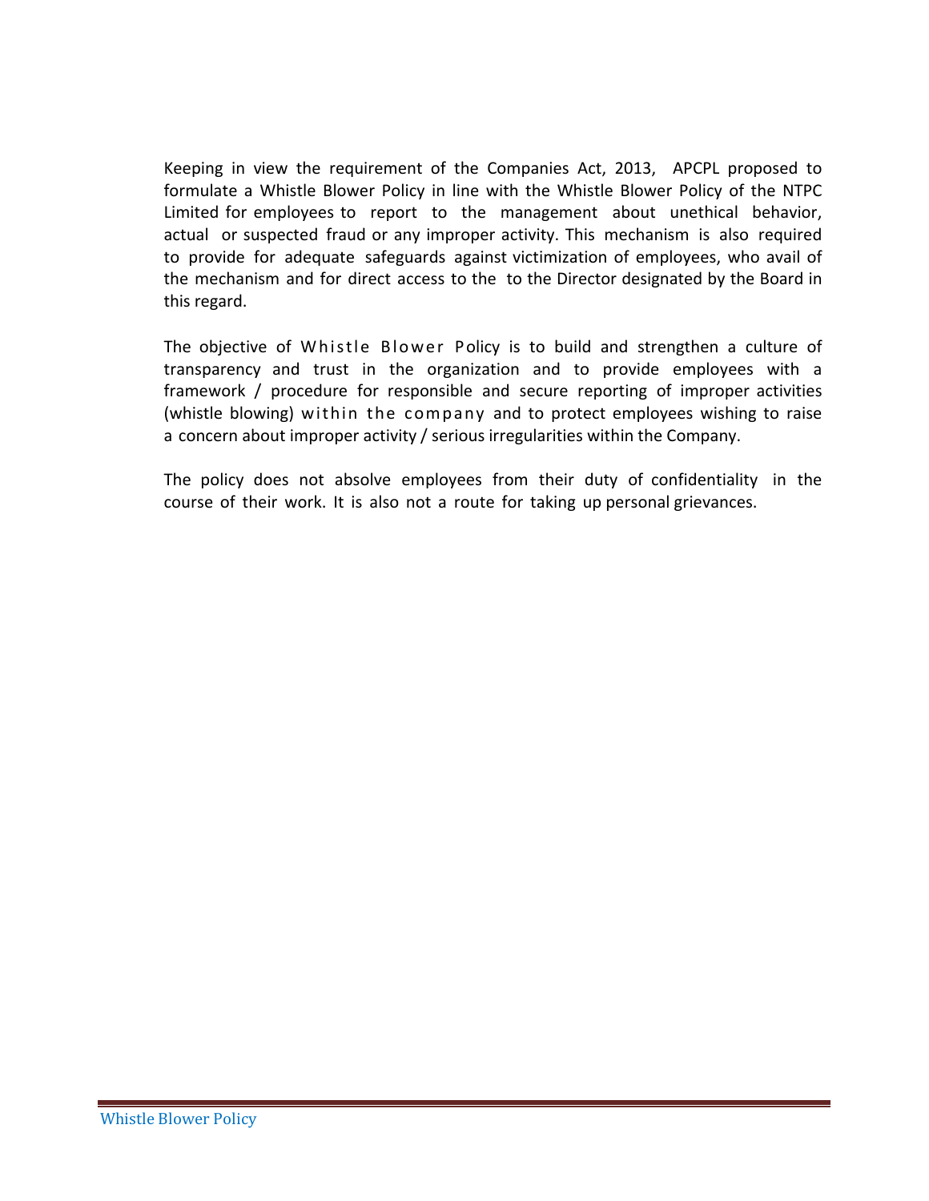Keeping in view the requirement of the Companies Act, 2013, APCPL proposed to formulate a Whistle Blower Policy in line with the Whistle Blower Policy of the NTPC Limited for employees to report to the management about unethical behavior, actual or suspected fraud or any improper activity. This mechanism is also required to provide for adequate safeguards against victimization of employees, who avail of the mechanism and for direct access to the to the Director designated by the Board in this regard.

The objective of Whistle Blower Policy is to build and strengthen a culture of transparency and trust in the organization and to provide employees with a framework / procedure for responsible and secure reporting of improper activities (whistle blowing) within the company and to protect employees wishing to raise a concern about improper activity / serious irregularities within the Company.

The policy does not absolve employees from their duty of confidentiality in the course of their work. It is also not a route for taking up personal grievances.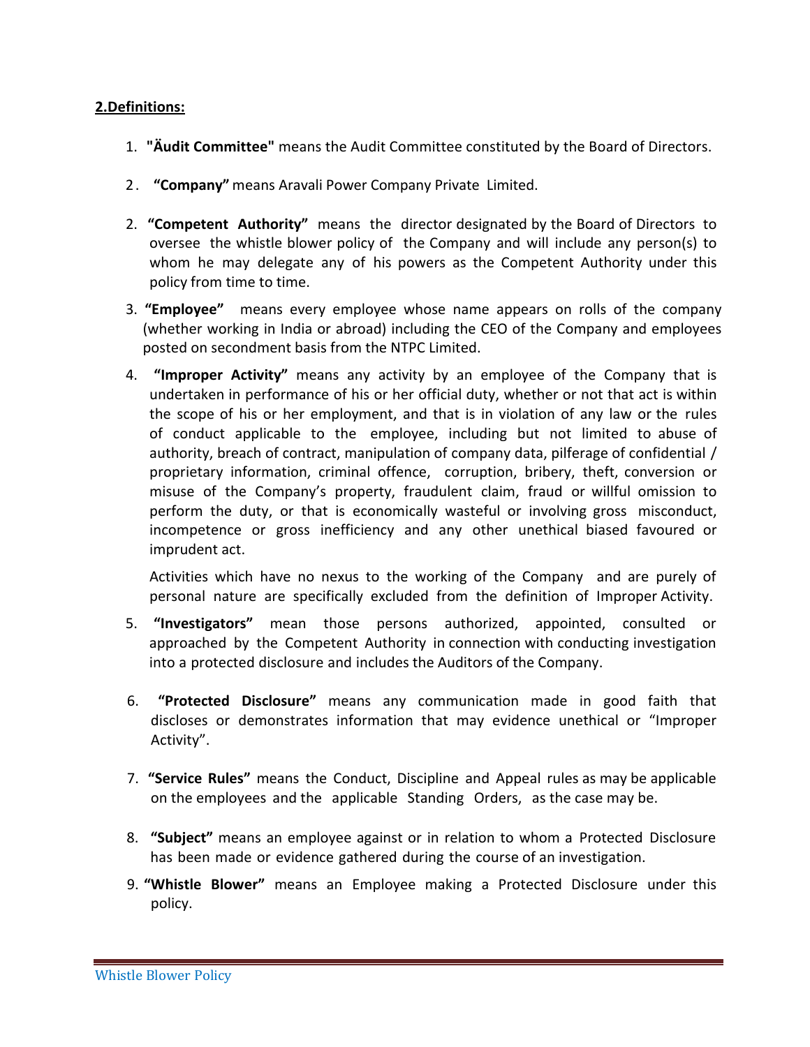## 2.Definitions:

1. **"Äudit Committee"** means the Audit Committee constituted by the Board of Directors.

2. **"Company"** means Aravali Power Company Private Limited.

2. **"Competent Authority"** means the director designated by the Board of Directors to oversee the whistle blower policy of the Company and will include any person(s) to whom he may delegate any of his powers as the Competent Authority under this policy from time to time.

3. **"Employee"** means every employee whose name appears on rolls of the company (whether working in India or abroad) including the CEO of the Company and employees posted on secondment basis from the NTPC Limited.

4. **"Improper Activity"** means any activity by an employee of the Company that is undertaken in performance of his or her official duty, whether or not that act is within the scope of his or her employment, and that is in violation of any law or the rules of conduct applicable to the employee, including but not limited to abuse of authority, breach of contract, manipulation of company data, pilferage of confidential / proprietary information, criminal offence, corruption, bribery, theft, conversion or misuse of the Company's property, fraudulent claim, fraud or willful omission to perform the duty, or that is economically wasteful or involving gross misconduct, incompetence or gross inefficiency and any other unethical biased favoured or imprudent act.

   Activities which have no nexus to the working of the Company and are purely of personal nature are specifically excluded from the definition of Improper Activity.

5. **"Investigators"** mean those persons authorized, appointed, consulted or approached by the Competent Authority in connection with conducting investigation into a protected disclosure and includes the Auditors of the Company.

6. **"Protected Disclosure"** means any communication made in good faith that discloses or demonstrates information that may evidence unethical or "Improper Activity".

7. **"Service Rules"** means the Conduct, Discipline and Appeal rules as may be applicable on the employees and the applicable Standing Orders, as the case may be.

8. **"Subject"** means an employee against or in relation to whom a Protected Disclosure has been made or evidence gathered during the course of an investigation.

9. **"Whistle Blower"** means an Employee making a Protected Disclosure under this policy.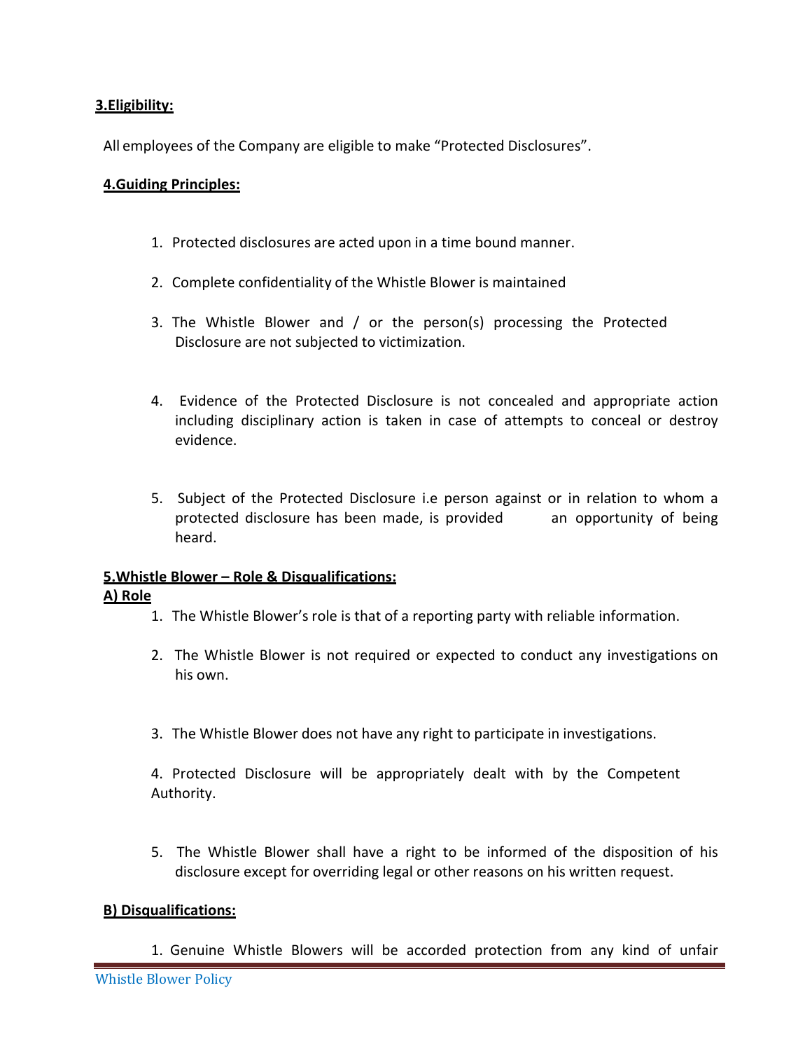**3.Eligibility:**

All employees of the Company are eligible to make "Protected Disclosures".

**4.Guiding Principles:**

1. Protected disclosures are acted upon in a time bound manner.
2. Complete confidentiality of the Whistle Blower is maintained
3. The Whistle Blower and / or the person(s) processing the Protected Disclosure are not subjected to victimization.
4. Evidence of the Protected Disclosure is not concealed and appropriate action including disciplinary action is taken in case of attempts to conceal or destroy evidence.
5. Subject of the Protected Disclosure i.e person against or in relation to whom a protected disclosure has been made, is provided an opportunity of being heard.

**5.Whistle Blower – Role & Disqualifications:**

**A) Role**

1. The Whistle Blower's role is that of a reporting party with reliable information.
2. The Whistle Blower is not required or expected to conduct any investigations on his own.
3. The Whistle Blower does not have any right to participate in investigations.
4. Protected Disclosure will be appropriately dealt with by the Competent Authority.
5. The Whistle Blower shall have a right to be informed of the disposition of his disclosure except for overriding legal or other reasons on his written request.

**B) Disqualifications:**

1. Genuine Whistle Blowers will be accorded protection from any kind of unfair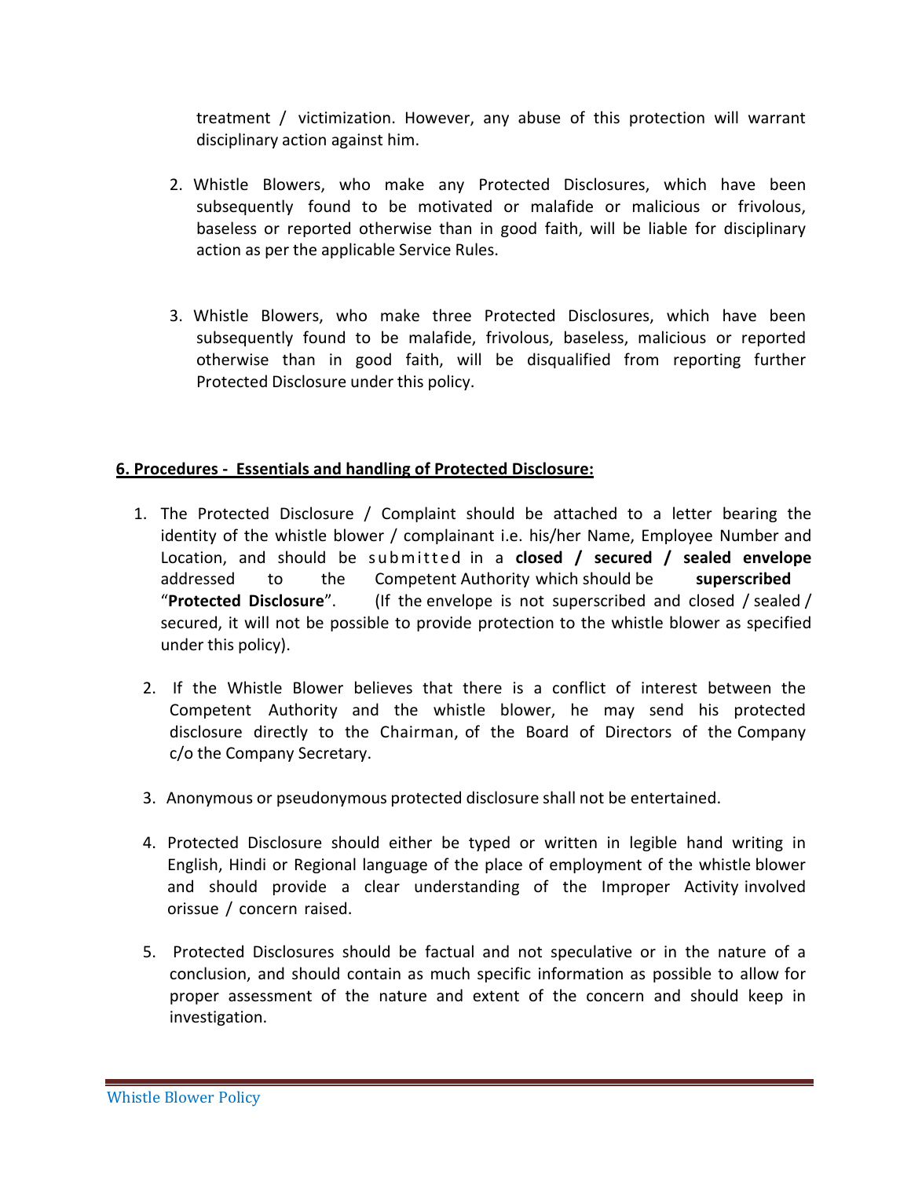treatment / victimization. However, any abuse of this protection will warrant disciplinary action against him.

2. Whistle Blowers, who make any Protected Disclosures, which have been subsequently found to be motivated or malafide or malicious or frivolous, baseless or reported otherwise than in good faith, will be liable for disciplinary action as per the applicable Service Rules.

3. Whistle Blowers, who make three Protected Disclosures, which have been subsequently found to be malafide, frivolous, baseless, malicious or reported otherwise than in good faith, will be disqualified from reporting further Protected Disclosure under this policy.

## 6. Procedures - Essentials and handling of Protected Disclosure:

1. The Protected Disclosure / Complaint should be attached to a letter bearing the identity of the whistle blower / complainant i.e. his/her Name, Employee Number and Location, and should be submitted in a **closed / secured / sealed envelope** addressed to the Competent Authority which should be **superscribed** "**Protected Disclosure**". (If the envelope is not superscribed and closed / sealed / secured, it will not be possible to provide protection to the whistle blower as specified under this policy).

2. If the Whistle Blower believes that there is a conflict of interest between the Competent Authority and the whistle blower, he may send his protected disclosure directly to the Chairman, of the Board of Directors of the Company c/o the Company Secretary.

3. Anonymous or pseudonymous protected disclosure shall not be entertained.

4. Protected Disclosure should either be typed or written in legible hand writing in English, Hindi or Regional language of the place of employment of the whistle blower and should provide a clear understanding of the Improper Activity involved orissue / concern raised.

5. Protected Disclosures should be factual and not speculative or in the nature of a conclusion, and should contain as much specific information as possible to allow for proper assessment of the nature and extent of the concern and should keep in investigation.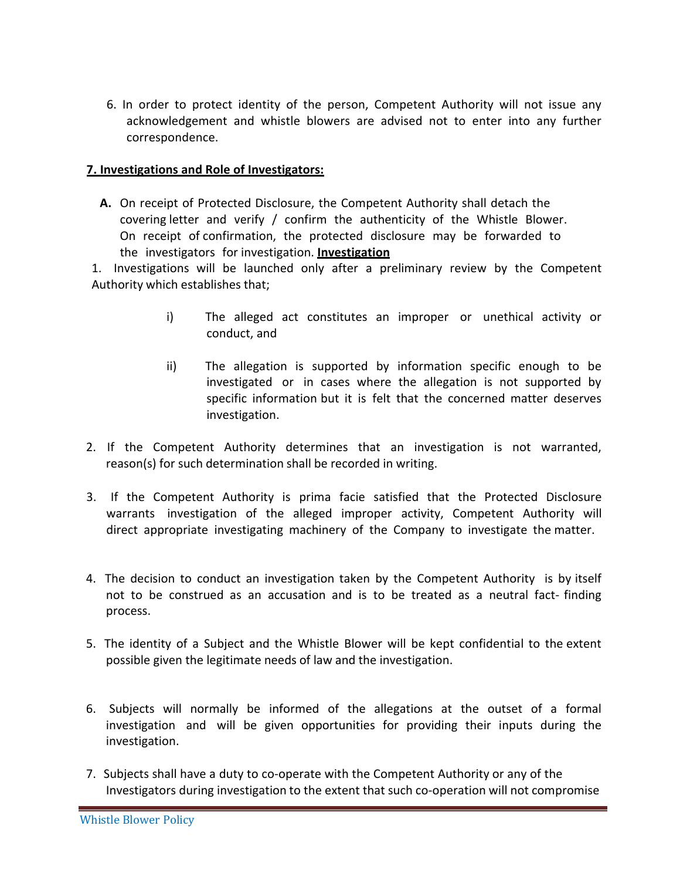6. In order to protect identity of the person, Competent Authority will not issue any acknowledgement and whistle blowers are advised not to enter into any further correspondence.

## **7. Investigations and Role of Investigators:**

**A.** On receipt of Protected Disclosure, the Competent Authority shall detach the covering letter and verify / confirm the authenticity of the Whistle Blower. On receipt of confirmation, the protected disclosure may be forwarded to the investigators for investigation. **Investigation**

1. Investigations will be launched only after a preliminary review by the Competent Authority which establishes that;

   i) The alleged act constitutes an improper or unethical activity or conduct, and

   ii) The allegation is supported by information specific enough to be investigated or in cases where the allegation is not supported by specific information but it is felt that the concerned matter deserves investigation.

2. If the Competent Authority determines that an investigation is not warranted, reason(s) for such determination shall be recorded in writing.

3. If the Competent Authority is prima facie satisfied that the Protected Disclosure warrants investigation of the alleged improper activity, Competent Authority will direct appropriate investigating machinery of the Company to investigate the matter.

4. The decision to conduct an investigation taken by the Competent Authority is by itself not to be construed as an accusation and is to be treated as a neutral fact- finding process.

5. The identity of a Subject and the Whistle Blower will be kept confidential to the extent possible given the legitimate needs of law and the investigation.

6. Subjects will normally be informed of the allegations at the outset of a formal investigation and will be given opportunities for providing their inputs during the investigation.

7. Subjects shall have a duty to co-operate with the Competent Authority or any of the Investigators during investigation to the extent that such co-operation will not compromise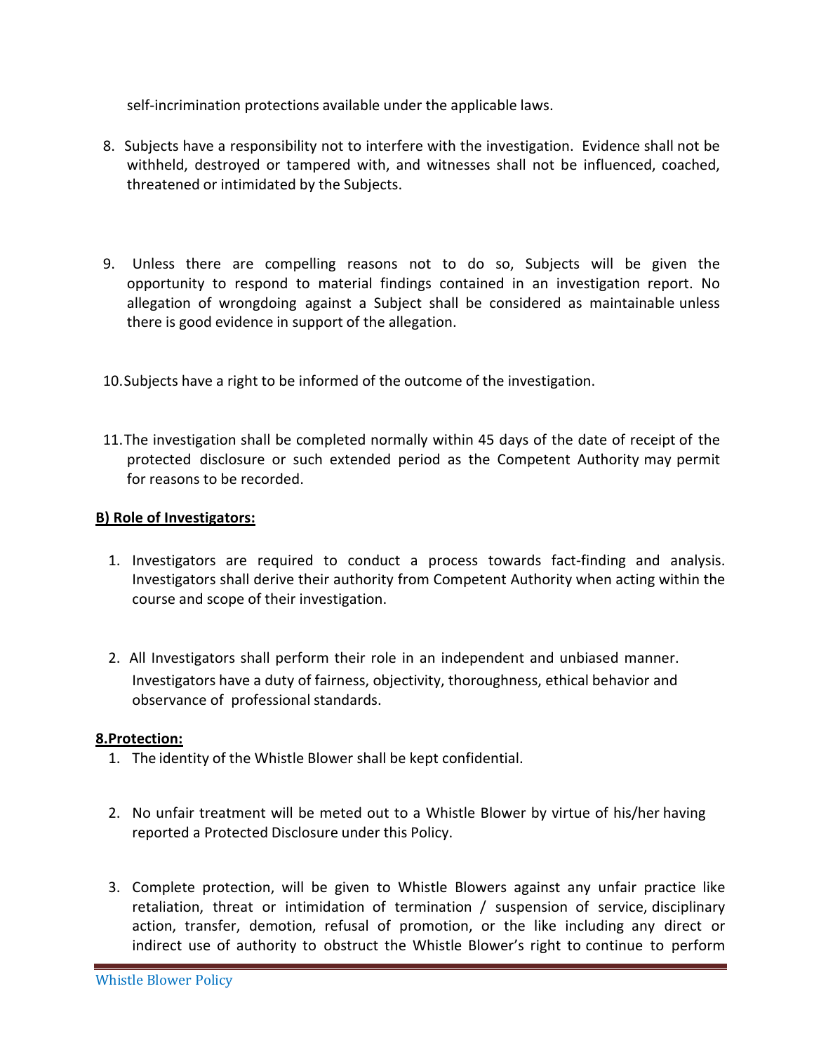self-incrimination protections available under the applicable laws.

8. Subjects have a responsibility not to interfere with the investigation. Evidence shall not be withheld, destroyed or tampered with, and witnesses shall not be influenced, coached, threatened or intimidated by the Subjects.

9. Unless there are compelling reasons not to do so, Subjects will be given the opportunity to respond to material findings contained in an investigation report. No allegation of wrongdoing against a Subject shall be considered as maintainable unless there is good evidence in support of the allegation.

10. Subjects have a right to be informed of the outcome of the investigation.

11. The investigation shall be completed normally within 45 days of the date of receipt of the protected disclosure or such extended period as the Competent Authority may permit for reasons to be recorded.

**B) Role of Investigators:**

1. Investigators are required to conduct a process towards fact-finding and analysis. Investigators shall derive their authority from Competent Authority when acting within the course and scope of their investigation.

2. All Investigators shall perform their role in an independent and unbiased manner. Investigators have a duty of fairness, objectivity, thoroughness, ethical behavior and observance of professional standards.

**8.Protection:**

1. The identity of the Whistle Blower shall be kept confidential.

2. No unfair treatment will be meted out to a Whistle Blower by virtue of his/her having reported a Protected Disclosure under this Policy.

3. Complete protection, will be given to Whistle Blowers against any unfair practice like retaliation, threat or intimidation of termination / suspension of service, disciplinary action, transfer, demotion, refusal of promotion, or the like including any direct or indirect use of authority to obstruct the Whistle Blower's right to continue to perform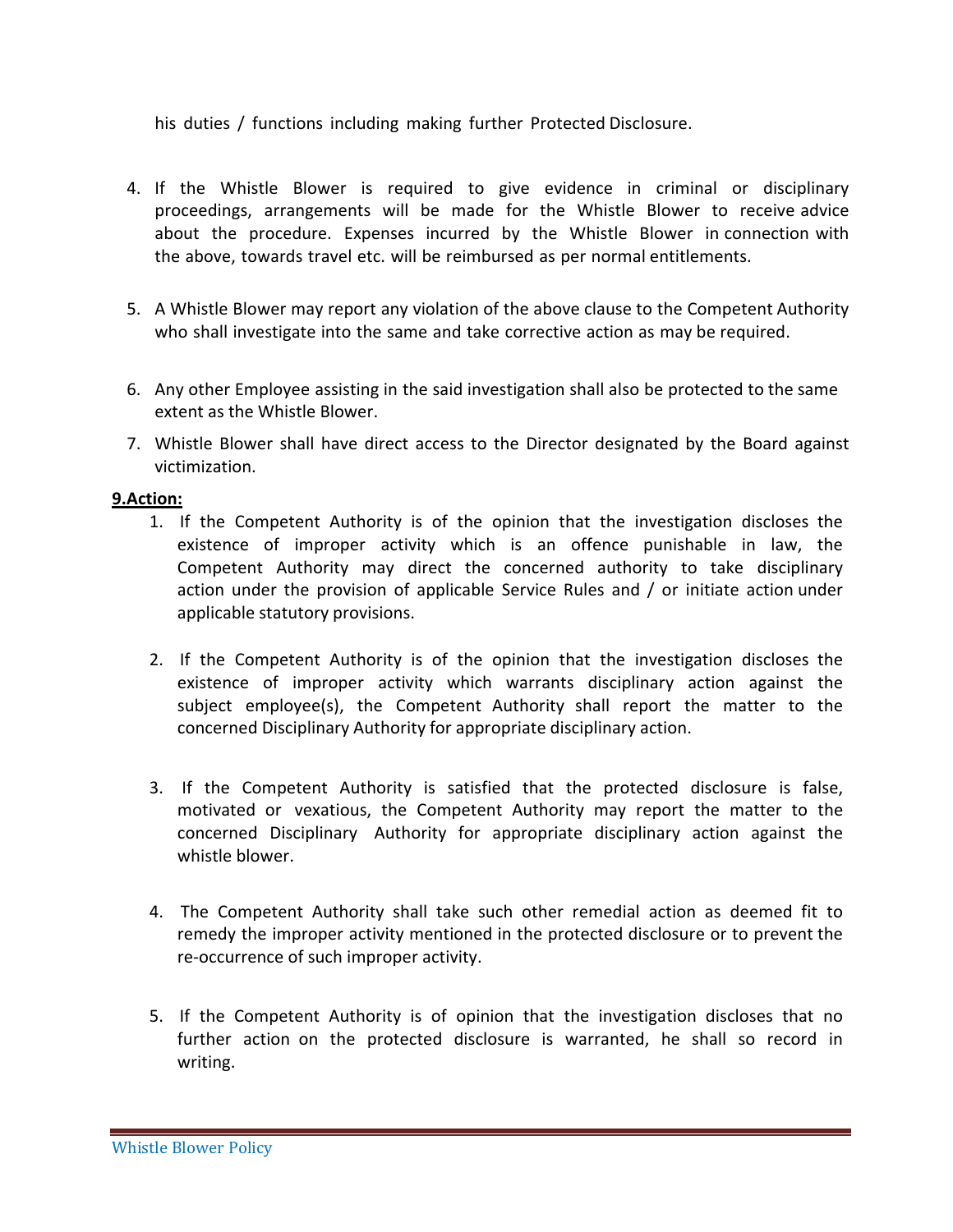his duties / functions including making further Protected Disclosure.

4. If the Whistle Blower is required to give evidence in criminal or disciplinary proceedings, arrangements will be made for the Whistle Blower to receive advice about the procedure. Expenses incurred by the Whistle Blower in connection with the above, towards travel etc. will be reimbursed as per normal entitlements.

5. A Whistle Blower may report any violation of the above clause to the Competent Authority who shall investigate into the same and take corrective action as may be required.

6. Any other Employee assisting in the said investigation shall also be protected to the same extent as the Whistle Blower.

7. Whistle Blower shall have direct access to the Director designated by the Board against victimization.

**9.Action:**

1. If the Competent Authority is of the opinion that the investigation discloses the existence of improper activity which is an offence punishable in law, the Competent Authority may direct the concerned authority to take disciplinary action under the provision of applicable Service Rules and / or initiate action under applicable statutory provisions.

2. If the Competent Authority is of the opinion that the investigation discloses the existence of improper activity which warrants disciplinary action against the subject employee(s), the Competent Authority shall report the matter to the concerned Disciplinary Authority for appropriate disciplinary action.

3. If the Competent Authority is satisfied that the protected disclosure is false, motivated or vexatious, the Competent Authority may report the matter to the concerned Disciplinary Authority for appropriate disciplinary action against the whistle blower.

4. The Competent Authority shall take such other remedial action as deemed fit to remedy the improper activity mentioned in the protected disclosure or to prevent the re-occurrence of such improper activity.

5. If the Competent Authority is of opinion that the investigation discloses that no further action on the protected disclosure is warranted, he shall so record in writing.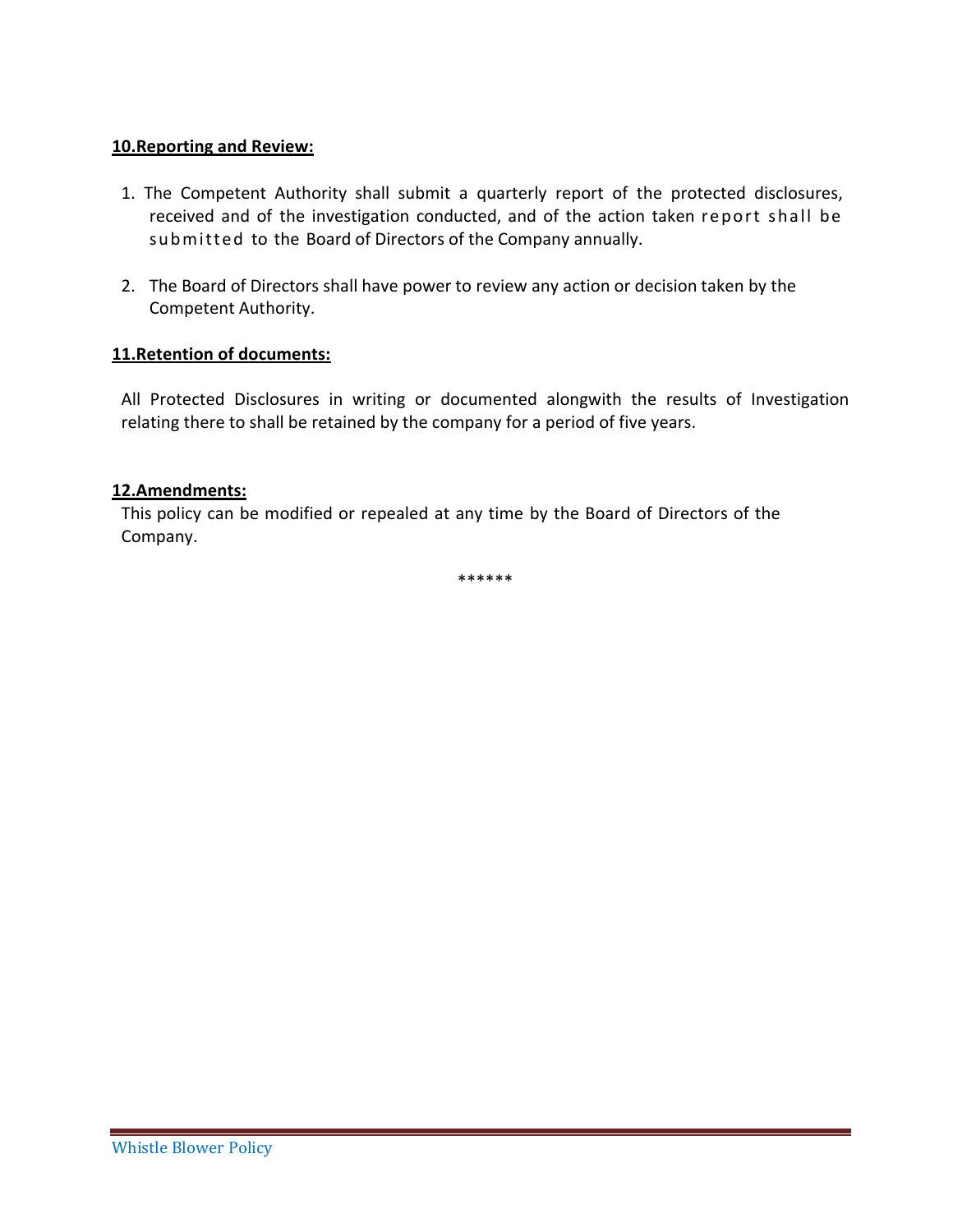## 10.Reporting and Review:

1. The Competent Authority shall submit a quarterly report of the protected disclosures, received and of the investigation conducted, and of the action taken report shall be submitted to the Board of Directors of the Company annually.

2. The Board of Directors shall have power to review any action or decision taken by the Competent Authority.

## 11.Retention of documents:

All Protected Disclosures in writing or documented alongwith the results of Investigation relating there to shall be retained by the company for a period of five years.

## 12.Amendments:

This policy can be modified or repealed at any time by the Board of Directors of the Company.

******